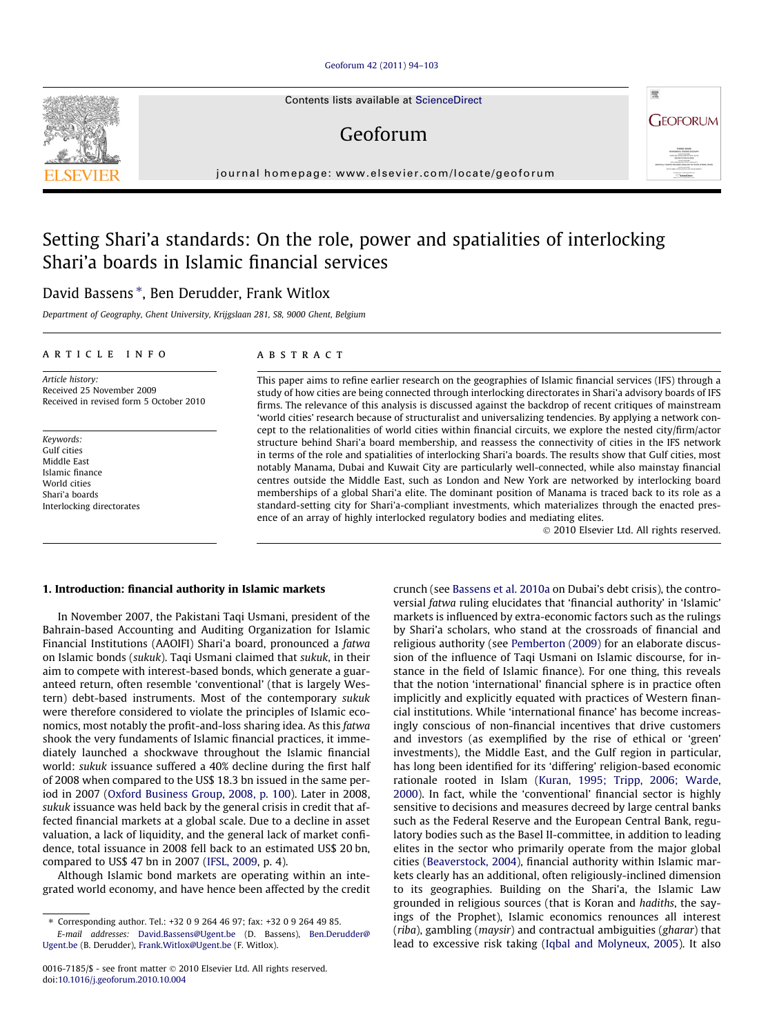# Setting Shari'a standards: On the role, power and spatialities of interlocking Shari'a boards in Islamic financial services

David Bassens *, Ben Derudder, Frank Witlox

*Department of Geography, Ghent University, Krijgslaan 281, S8, 9000 Ghent, Belgium*

## ARTICLE INFO

*Article history:*
Received 25 November 2009
Received in revised form 5 October 2010

*Keywords:*
Gulf cities
Middle East
Islamic finance
World cities
Shari'a boards
Interlocking directorates

## ABSTRACT

This paper aims to refine earlier research on the geographies of Islamic financial services (IFS) through a study of how cities are being connected through interlocking directorates in Shari'a advisory boards of IFS firms. The relevance of this analysis is discussed against the backdrop of recent critiques of mainstream 'world cities' research because of structuralist and universalizing tendencies. By applying a network concept to the relationalities of world cities within financial circuits, we explore the nested city/firm/actor structure behind Shari'a board membership, and reassess the connectivity of cities in the IFS network in terms of the role and spatialities of interlocking Shari'a boards. The results show that Gulf cities, most notably Manama, Dubai and Kuwait City are particularly well-connected, while also mainstay financial centres outside the Middle East, such as London and New York are networked by interlocking board memberships of a global Shari'a elite. The dominant position of Manama is traced back to its role as a standard-setting city for Shari'a-compliant investments, which materializes through the enacted presence of an array of highly interlocked regulatory bodies and mediating elites.

© 2010 Elsevier Ltd. All rights reserved.

## 1. Introduction: financial authority in Islamic markets

In November 2007, the Pakistani Taqi Usmani, president of the Bahrain-based Accounting and Auditing Organization for Islamic Financial Institutions (AAOIFI) Shari'a board, pronounced a *fatwa* on Islamic bonds (*sukuk*). Taqi Usmani claimed that *sukuk*, in their aim to compete with interest-based bonds, which generate a guaranteed return, often resemble 'conventional' (that is largely Western) debt-based instruments. Most of the contemporary *sukuk* were therefore considered to violate the principles of Islamic economics, most notably the profit-and-loss sharing idea. As this *fatwa* shook the very fundaments of Islamic financial practices, it immediately launched a shockwave throughout the Islamic financial world: *sukuk* issuance suffered a 40% decline during the first half of 2008 when compared to the US$ 18.3 bn issued in the same period in 2007 (Oxford Business Group, 2008, p. 100). Later in 2008, *sukuk* issuance was held back by the general crisis in credit that affected financial markets at a global scale. Due to a decline in asset valuation, a lack of liquidity, and the general lack of market confidence, total issuance in 2008 fell back to an estimated US$ 20 bn, compared to US$ 47 bn in 2007 (IFSL, 2009, p. 4).

Although Islamic bond markets are operating within an integrated world economy, and have hence been affected by the credit crunch (see Bassens et al. 2010a on Dubai's debt crisis), the controversial *fatwa* ruling elucidates that 'financial authority' in 'Islamic' markets is influenced by extra-economic factors such as the rulings by Shari'a scholars, who stand at the crossroads of financial and religious authority (see Pemberton (2009) for an elaborate discussion of the influence of Taqi Usmani on Islamic discourse, for instance in the field of Islamic finance). For one thing, this reveals that the notion 'international' financial sphere is in practice often implicitly and explicitly equated with practices of Western financial institutions. While 'international finance' has become increasingly conscious of non-financial incentives that drive customers and investors (as exemplified by the rise of ethical or 'green' investments), the Middle East, and the Gulf region in particular, has long been identified for its 'differing' religion-based economic rationale rooted in Islam (Kuran, 1995; Tripp, 2006; Warde, 2000). In fact, while the 'conventional' financial sector is highly sensitive to decisions and measures decreed by large central banks such as the Federal Reserve and the European Central Bank, regulatory bodies such as the Basel II-committee, in addition to leading elites in the sector who primarily operate from the major global cities (Beaverstock, 2004), financial authority within Islamic markets clearly has an additional, often religiously-inclined dimension to its geographies. Building on the Shari'a, the Islamic Law grounded in religious sources (that is Koran and *hadiths*, the sayings of the Prophet), Islamic economics renounces all interest (*riba*), gambling (*maysir*) and contractual ambiguities (*gharar*) that lead to excessive risk taking (Iqbal and Molyneux, 2005). It also

---

* Corresponding author. Tel.: +32 0 9 264 46 97; fax: +32 0 9 264 49 85.
*E-mail addresses:* David.Bassens@Ugent.be (D. Bassens), Ben.Derudder@Ugent.be (B. Derudder), Frank.Witlox@Ugent.be (F. Witlox).

0016-7185/$ - see front matter © 2010 Elsevier Ltd. All rights reserved.
doi:10.1016/j.geoforum.2010.10.004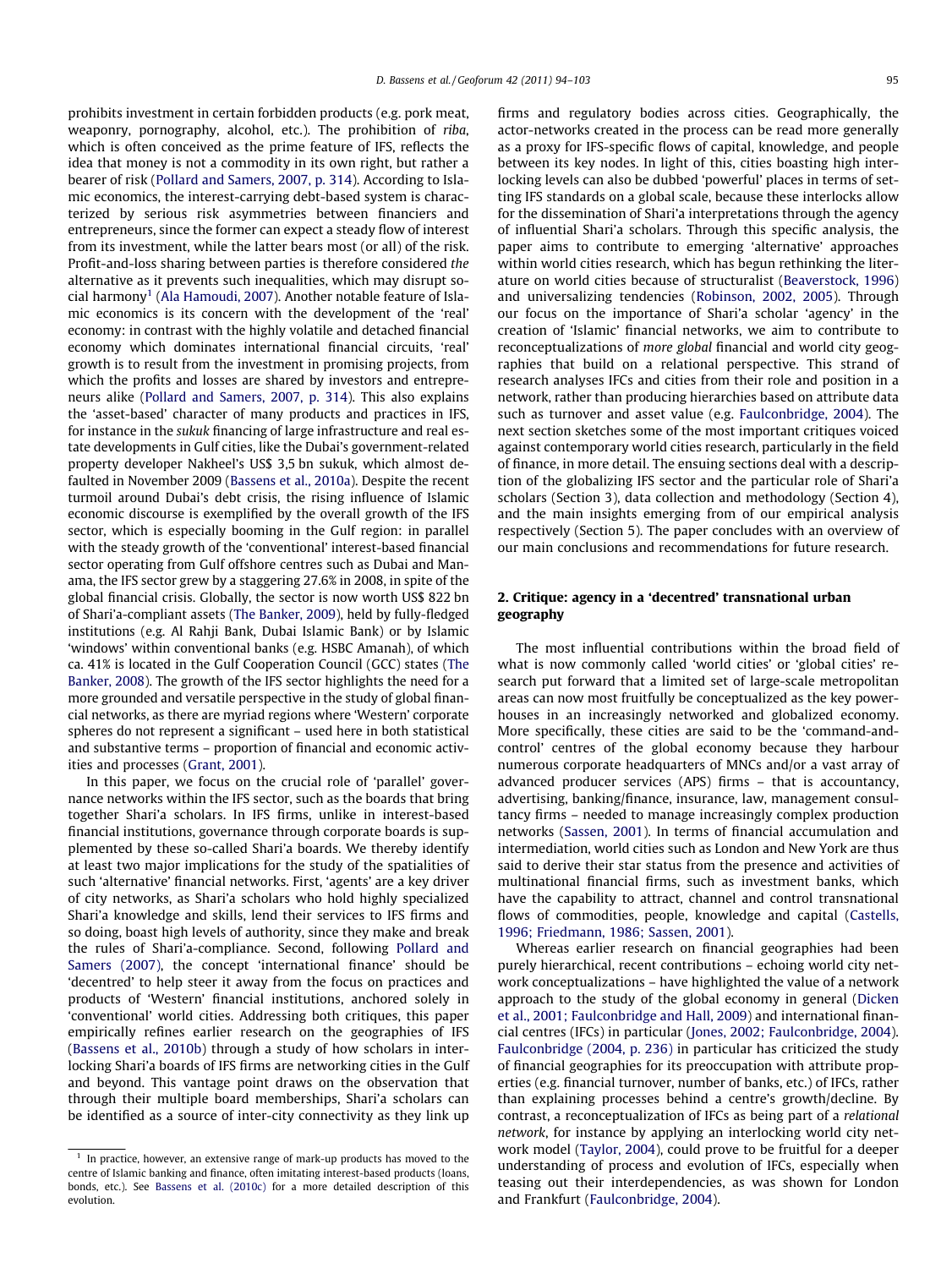prohibits investment in certain forbidden products (e.g. pork meat, weaponry, pornography, alcohol, etc.). The prohibition of *riba*, which is often conceived as the prime feature of IFS, reflects the idea that money is not a commodity in its own right, but rather a bearer of risk (Pollard and Samers, 2007, p. 314). According to Islamic economics, the interest-carrying debt-based system is characterized by serious risk asymmetries between financiers and entrepreneurs, since the former can expect a steady flow of interest from its investment, while the latter bears most (or all) of the risk. Profit-and-loss sharing between parties is therefore considered *the* alternative as it prevents such inequalities, which may disrupt social harmony[1] (Ala Hamoudi, 2007). Another notable feature of Islamic economics is its concern with the development of the 'real' economy: in contrast with the highly volatile and detached financial economy which dominates international financial circuits, 'real' growth is to result from the investment in promising projects, from which the profits and losses are shared by investors and entrepreneurs alike (Pollard and Samers, 2007, p. 314). This also explains the 'asset-based' character of many products and practices in IFS, for instance in the *sukuk* financing of large infrastructure and real estate developments in Gulf cities, like the Dubai's government-related property developer Nakheel's US$ 3,5 bn sukuk, which almost defaulted in November 2009 (Bassens et al., 2010a). Despite the recent turmoil around Dubai's debt crisis, the rising influence of Islamic economic discourse is exemplified by the overall growth of the IFS sector, which is especially booming in the Gulf region: in parallel with the steady growth of the 'conventional' interest-based financial sector operating from Gulf offshore centres such as Dubai and Manama, the IFS sector grew by a staggering 27.6% in 2008, in spite of the global financial crisis. Globally, the sector is now worth US$ 822 bn of Shari'a-compliant assets (The Banker, 2009), held by fully-fledged institutions (e.g. Al Rahji Bank, Dubai Islamic Bank) or by Islamic 'windows' within conventional banks (e.g. HSBC Amanah), of which ca. 41% is located in the Gulf Cooperation Council (GCC) states (The Banker, 2008). The growth of the IFS sector highlights the need for a more grounded and versatile perspective in the study of global financial networks, as there are myriad regions where 'Western' corporate spheres do not represent a significant – used here in both statistical and substantive terms – proportion of financial and economic activities and processes (Grant, 2001).

In this paper, we focus on the crucial role of 'parallel' governance networks within the IFS sector, such as the boards that bring together Shari'a scholars. In IFS firms, unlike in interest-based financial institutions, governance through corporate boards is supplemented by these so-called Shari'a boards. We thereby identify at least two major implications for the study of the spatialities of such 'alternative' financial networks. First, 'agents' are a key driver of city networks, as Shari'a scholars who hold highly specialized Shari'a knowledge and skills, lend their services to IFS firms and so doing, boast high levels of authority, since they make and break the rules of Shari'a-compliance. Second, following Pollard and Samers (2007), the concept 'international finance' should be 'decentred' to help steer it away from the focus on practices and products of 'Western' financial institutions, anchored solely in 'conventional' world cities. Addressing both critiques, this paper empirically refines earlier research on the geographies of IFS (Bassens et al., 2010b) through a study of how scholars in interlocking Shari'a boards of IFS firms are networking cities in the Gulf and beyond. This vantage point draws on the observation that through their multiple board memberships, Shari'a scholars can be identified as a source of inter-city connectivity as they link up firms and regulatory bodies across cities. Geographically, the actor-networks created in the process can be read more generally as a proxy for IFS-specific flows of capital, knowledge, and people between its key nodes. In light of this, cities boasting high interlocking levels can also be dubbed 'powerful' places in terms of setting IFS standards on a global scale, because these interlocks allow for the dissemination of Shari'a interpretations through the agency of influential Shari'a scholars. Through this specific analysis, the paper aims to contribute to emerging 'alternative' approaches within world cities research, which has begun rethinking the literature on world cities because of structuralist (Beaverstock, 1996) and universalizing tendencies (Robinson, 2002, 2005). Through our focus on the importance of Shari'a scholar 'agency' in the creation of 'Islamic' financial networks, we aim to contribute to reconceptualizations of *more global* financial and world city geographies that build on a relational perspective. This strand of research analyses IFCs and cities from their role and position in a network, rather than producing hierarchies based on attribute data such as turnover and asset value (e.g. Faulconbridge, 2004). The next section sketches some of the most important critiques voiced against contemporary world cities research, particularly in the field of finance, in more detail. The ensuing sections deal with a description of the globalizing IFS sector and the particular role of Shari'a scholars (Section 3), data collection and methodology (Section 4), and the main insights emerging from of our empirical analysis respectively (Section 5). The paper concludes with an overview of our main conclusions and recommendations for future research.

## 2. Critique: agency in a 'decentred' transnational urban geography

The most influential contributions within the broad field of what is now commonly called 'world cities' or 'global cities' research put forward that a limited set of large-scale metropolitan areas can now most fruitfully be conceptualized as the key powerhouses in an increasingly networked and globalized economy. More specifically, these cities are said to be the 'command-and-control' centres of the global economy because they harbour numerous corporate headquarters of MNCs and/or a vast array of advanced producer services (APS) firms – that is accountancy, advertising, banking/finance, insurance, law, management consultancy firms – needed to manage increasingly complex production networks (Sassen, 2001). In terms of financial accumulation and intermediation, world cities such as London and New York are thus said to derive their star status from the presence and activities of multinational financial firms, such as investment banks, which have the capability to attract, channel and control transnational flows of commodities, people, knowledge and capital (Castells, 1996; Friedmann, 1986; Sassen, 2001).

Whereas earlier research on financial geographies had been purely hierarchical, recent contributions – echoing world city network conceptualizations – have highlighted the value of a network approach to the study of the global economy in general (Dicken et al., 2001; Faulconbridge and Hall, 2009) and international financial centres (IFCs) in particular (Jones, 2002; Faulconbridge, 2004). Faulconbridge (2004, p. 236) in particular has criticized the study of financial geographies for its preoccupation with attribute properties (e.g. financial turnover, number of banks, etc.) of IFCs, rather than explaining processes behind a centre's growth/decline. By contrast, a reconceptualization of IFCs as being part of a *relational network*, for instance by applying an interlocking world city network model (Taylor, 2004), could prove to be fruitful for a deeper understanding of process and evolution of IFCs, especially when teasing out their interdependencies, as was shown for London and Frankfurt (Faulconbridge, 2004).

[1] In practice, however, an extensive range of mark-up products has moved to the centre of Islamic banking and finance, often imitating interest-based products (loans, bonds, etc.). See Bassens et al. (2010c) for a more detailed description of this evolution.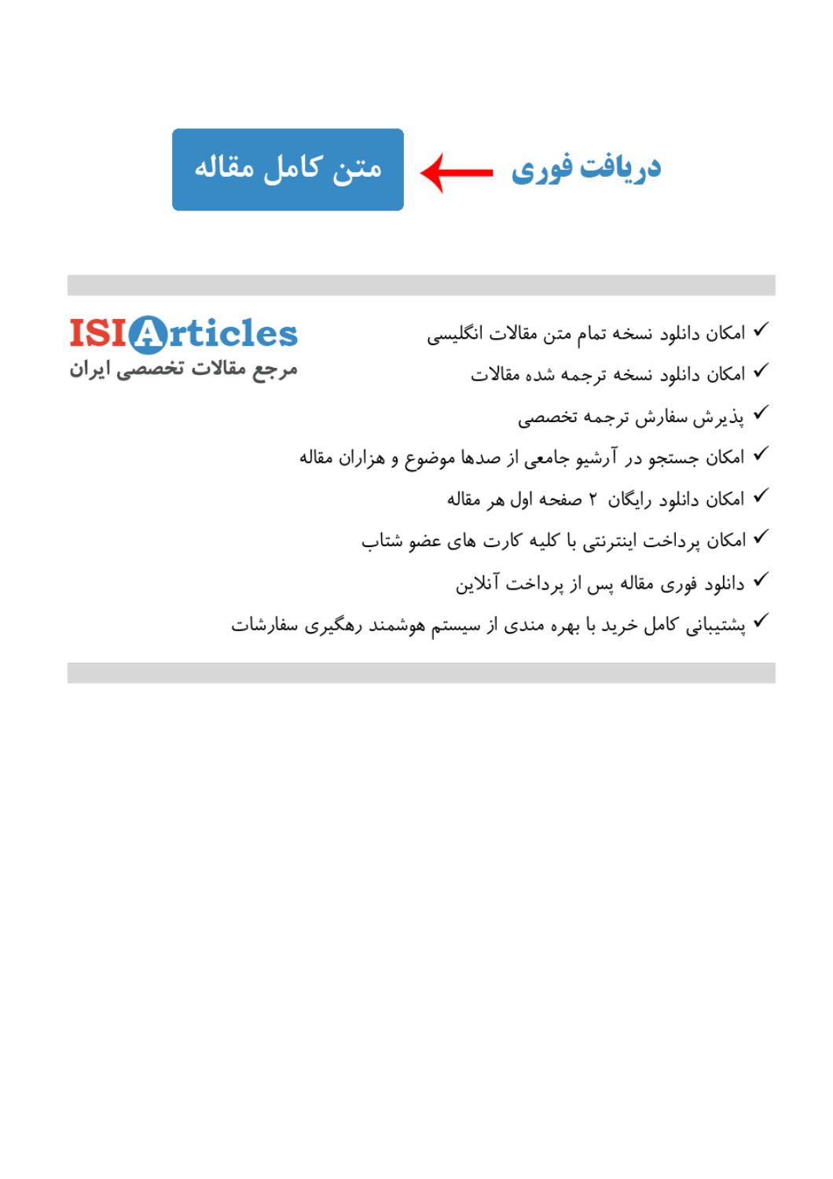دریافت فوری ← **متن کامل مقاله**

**ISIArticles**
مرجع مقالات تخصصی ایران

- ✓ امکان دانلود نسخه تمام متن مقالات انگلیسی
- ✓ امکان دانلود نسخه ترجمه شده مقالات
- ✓ پذیرش سفارش ترجمه تخصصی
- ✓ امکان جستجو در آرشیو جامعی از صدها موضوع و هزاران مقاله
- ✓ امکان دانلود رایگان ۲ صفحه اول هر مقاله
- ✓ امکان پرداخت اینترنتی با کلیه کارت های عضو شتاب
- ✓ دانلود فوری مقاله پس از پرداخت آنلاین
- ✓ پشتیبانی کامل خرید با بهره مندی از سیستم هوشمند رهگیری سفارشات